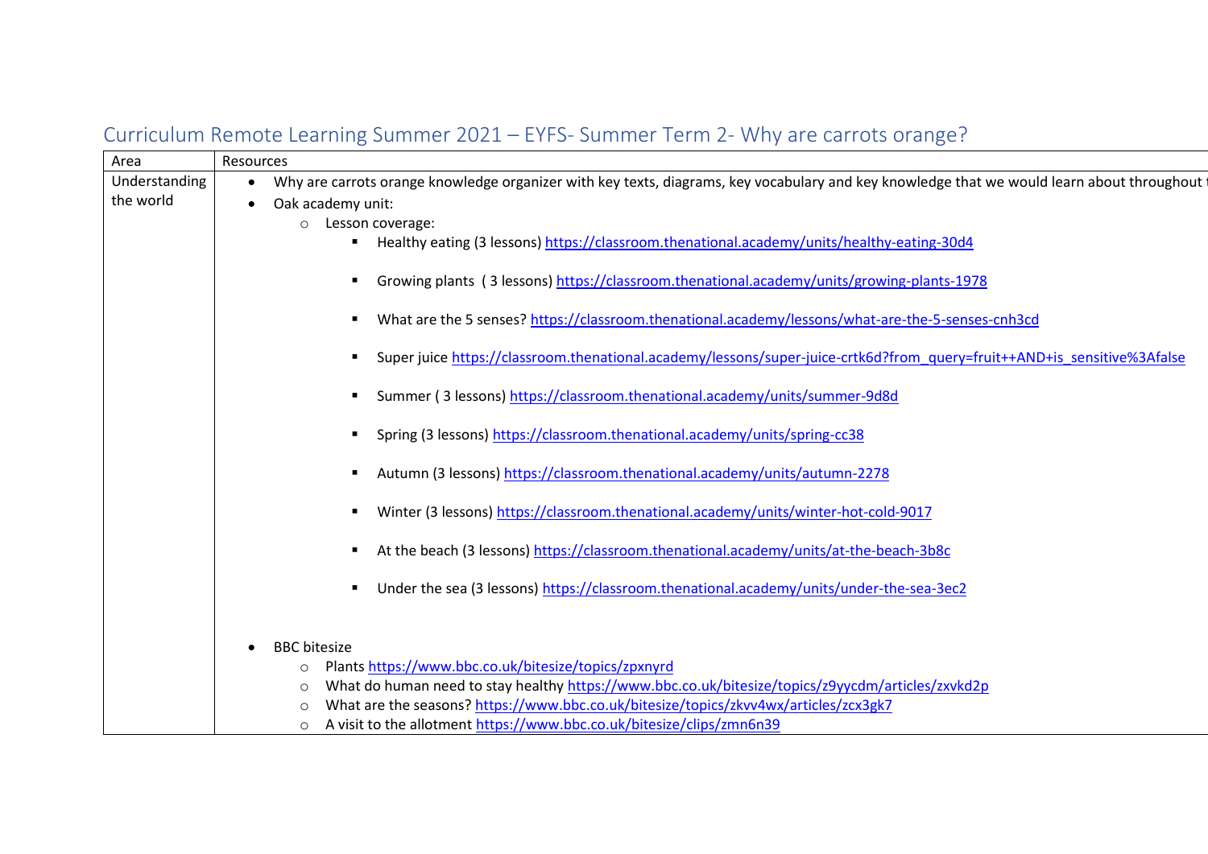# Curriculum Remote Learning Summer 2021 – EYFS- Summer Term 2- Why are carrots orange?

| Area | Resources |
|---|---|
| Understanding the world | • Why are carrots orange knowledge organizer with key texts, diagrams, key vocabulary and key knowledge that we would learn about throughout t<br>• Oak academy unit:<br>&nbsp;&nbsp;&nbsp;&nbsp;○ Lesson coverage:<br>&nbsp;&nbsp;&nbsp;&nbsp;&nbsp;&nbsp;&nbsp;&nbsp;▪ Healthy eating (3 lessons) https://classroom.thenational.academy/units/healthy-eating-30d4<br>&nbsp;&nbsp;&nbsp;&nbsp;&nbsp;&nbsp;&nbsp;&nbsp;▪ Growing plants (3 lessons) https://classroom.thenational.academy/units/growing-plants-1978<br>&nbsp;&nbsp;&nbsp;&nbsp;&nbsp;&nbsp;&nbsp;&nbsp;▪ What are the 5 senses? https://classroom.thenational.academy/lessons/what-are-the-5-senses-cnh3cd<br>&nbsp;&nbsp;&nbsp;&nbsp;&nbsp;&nbsp;&nbsp;&nbsp;▪ Super juice https://classroom.thenational.academy/lessons/super-juice-crtk6d?from_query=fruit++AND+is_sensitive%3Afalse<br>&nbsp;&nbsp;&nbsp;&nbsp;&nbsp;&nbsp;&nbsp;&nbsp;▪ Summer ( 3 lessons) https://classroom.thenational.academy/units/summer-9d8d<br>&nbsp;&nbsp;&nbsp;&nbsp;&nbsp;&nbsp;&nbsp;&nbsp;▪ Spring (3 lessons) https://classroom.thenational.academy/units/spring-cc38<br>&nbsp;&nbsp;&nbsp;&nbsp;&nbsp;&nbsp;&nbsp;&nbsp;▪ Autumn (3 lessons) https://classroom.thenational.academy/units/autumn-2278<br>&nbsp;&nbsp;&nbsp;&nbsp;&nbsp;&nbsp;&nbsp;&nbsp;▪ Winter (3 lessons) https://classroom.thenational.academy/units/winter-hot-cold-9017<br>&nbsp;&nbsp;&nbsp;&nbsp;&nbsp;&nbsp;&nbsp;&nbsp;▪ At the beach (3 lessons) https://classroom.thenational.academy/units/at-the-beach-3b8c<br>&nbsp;&nbsp;&nbsp;&nbsp;&nbsp;&nbsp;&nbsp;&nbsp;▪ Under the sea (3 lessons) https://classroom.thenational.academy/units/under-the-sea-3ec2<br>• BBC bitesize<br>&nbsp;&nbsp;&nbsp;&nbsp;○ Plants https://www.bbc.co.uk/bitesize/topics/zpxnyrd<br>&nbsp;&nbsp;&nbsp;&nbsp;○ What do human need to stay healthy https://www.bbc.co.uk/bitesize/topics/z9yycdm/articles/zxvkd2p<br>&nbsp;&nbsp;&nbsp;&nbsp;○ What are the seasons? https://www.bbc.co.uk/bitesize/topics/zkvv4wx/articles/zcx3gk7<br>&nbsp;&nbsp;&nbsp;&nbsp;○ A visit to the allotment https://www.bbc.co.uk/bitesize/clips/zmn6n39 |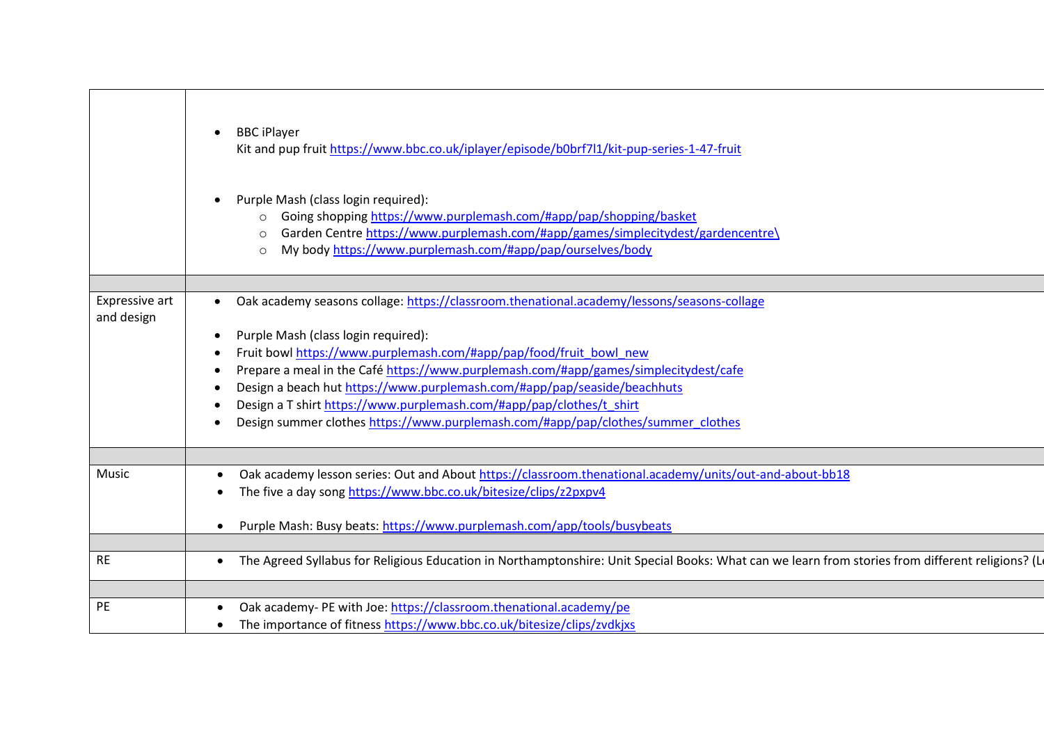| | |
|---|---|
| | • BBC iPlayer<br>Kit and pup fruit https://www.bbc.co.uk/iplayer/episode/b0brf7l1/kit-pup-series-1-47-fruit<br><br>• Purple Mash (class login required):<br>  ○ Going shopping https://www.purplemash.com/#app/pap/shopping/basket<br>  ○ Garden Centre https://www.purplemash.com/#app/games/simplecitydest/gardencentre\<br>  ○ My body https://www.purplemash.com/#app/pap/ourselves/body |
| | |
| Expressive art and design | • Oak academy seasons collage: https://classroom.thenational.academy/lessons/seasons-collage<br><br>• Purple Mash (class login required):<br>• Fruit bowl https://www.purplemash.com/#app/pap/food/fruit_bowl_new<br>• Prepare a meal in the Café https://www.purplemash.com/#app/games/simplecitydest/cafe<br>• Design a beach hut https://www.purplemash.com/#app/pap/seaside/beachhuts<br>• Design a T shirt https://www.purplemash.com/#app/pap/clothes/t_shirt<br>• Design summer clothes https://www.purplemash.com/#app/pap/clothes/summer_clothes |
| | |
| Music | • Oak academy lesson series: Out and About https://classroom.thenational.academy/units/out-and-about-bb18<br>• The five a day song https://www.bbc.co.uk/bitesize/clips/z2pxpv4<br><br>• Purple Mash: Busy beats: https://www.purplemash.com/app/tools/busybeats |
| | |
| RE | • The Agreed Syllabus for Religious Education in Northamptonshire: Unit Special Books: What can we learn from stories from different religions? (L |
| | |
| PE | • Oak academy- PE with Joe: https://classroom.thenational.academy/pe<br>• The importance of fitness https://www.bbc.co.uk/bitesize/clips/zvdkjxs |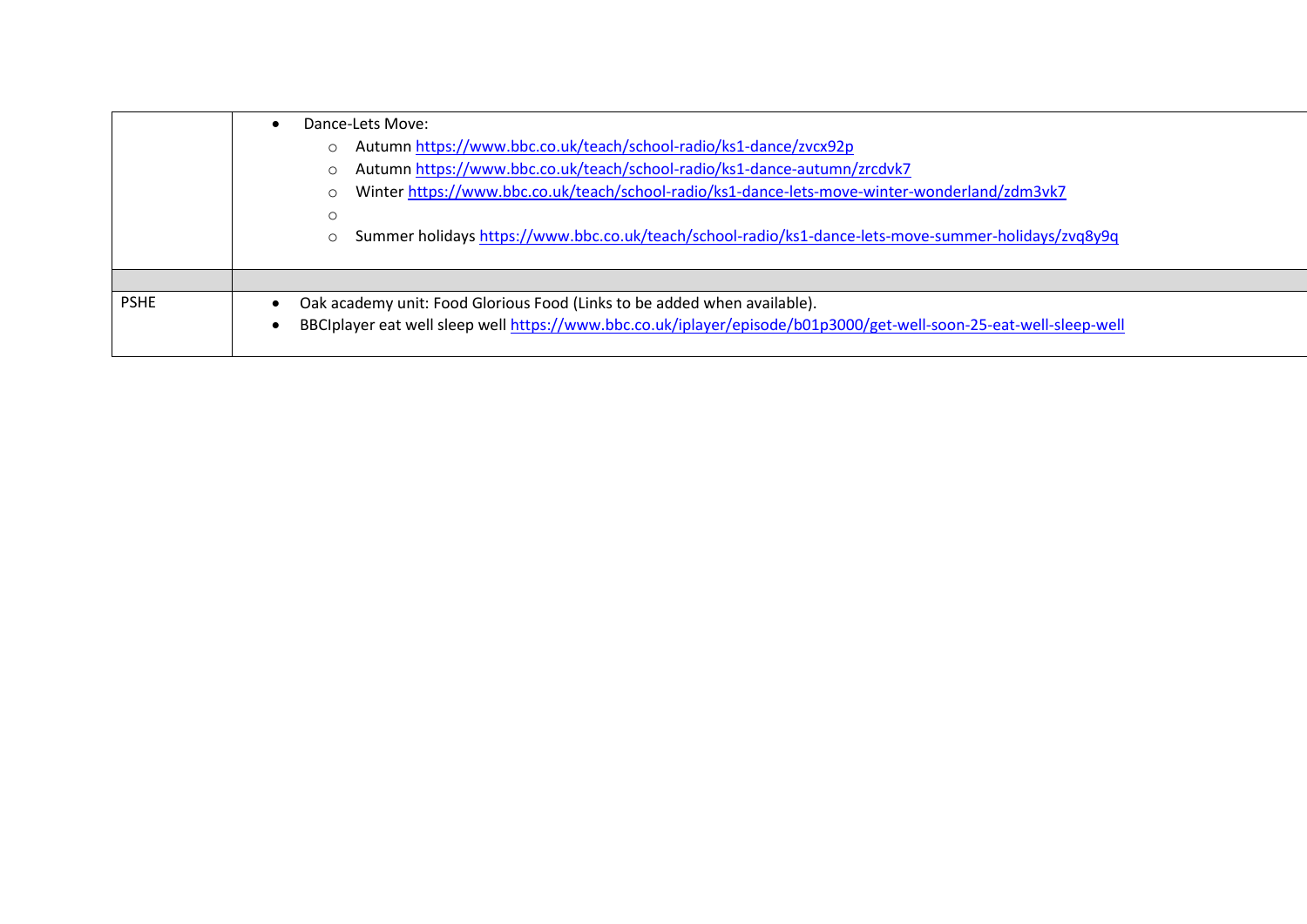| | |
|---|---|
| | • Dance-Lets Move:<br>○ Autumn https://www.bbc.co.uk/teach/school-radio/ks1-dance/zvcx92p<br>○ Autumn https://www.bbc.co.uk/teach/school-radio/ks1-dance-autumn/zrcdvk7<br>○ Winter https://www.bbc.co.uk/teach/school-radio/ks1-dance-lets-move-winter-wonderland/zdm3vk7<br>○<br>○ Summer holidays https://www.bbc.co.uk/teach/school-radio/ks1-dance-lets-move-summer-holidays/zvq8y9q |
| | |
| PSHE | • Oak academy unit: Food Glorious Food (Links to be added when available).<br>• BBCIplayer eat well sleep well https://www.bbc.co.uk/iplayer/episode/b01p3000/get-well-soon-25-eat-well-sleep-well |